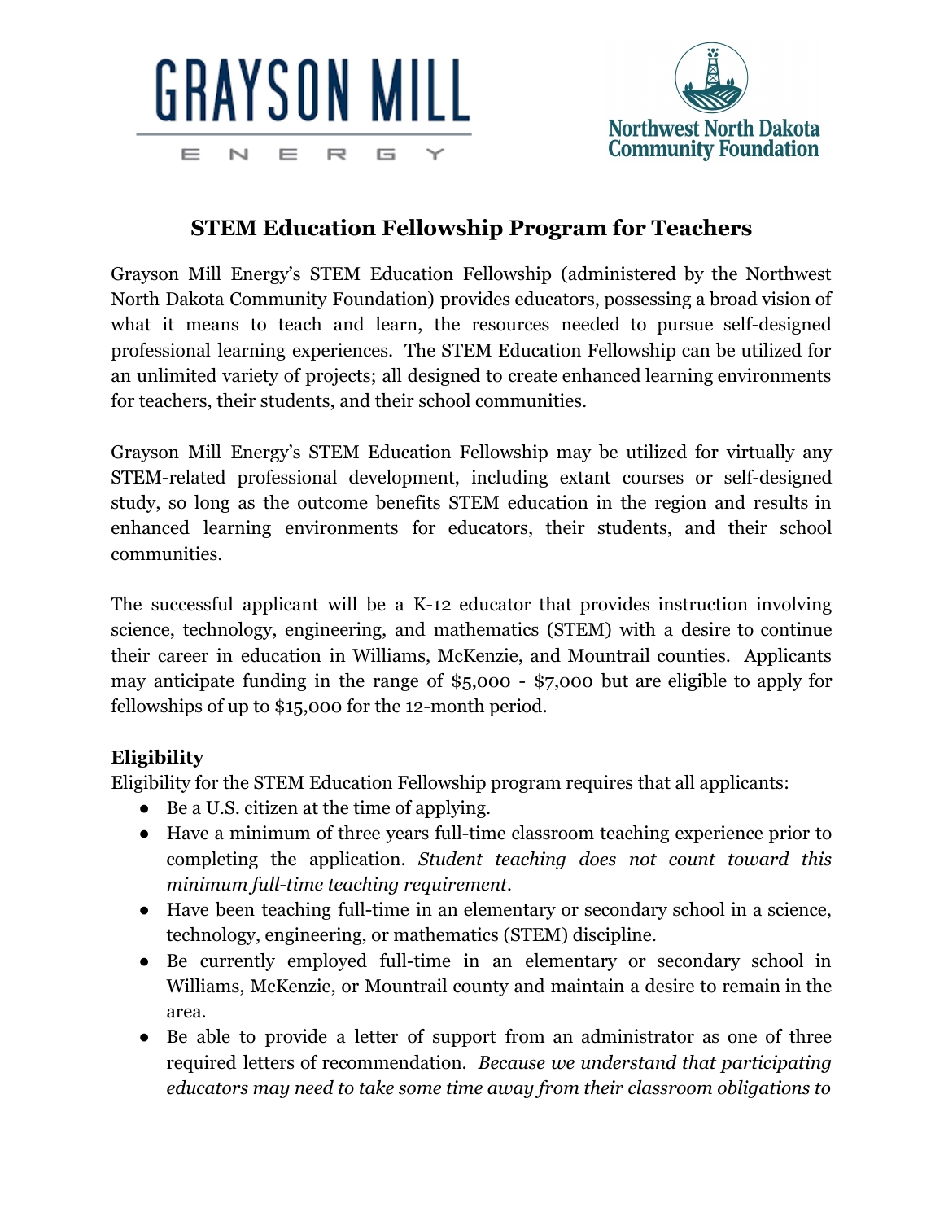GRAYSON MILL ENERGY

Northwest North Dakota Community Foundation

## STEM Education Fellowship Program for Teachers

Grayson Mill Energy's STEM Education Fellowship (administered by the Northwest North Dakota Community Foundation) provides educators, possessing a broad vision of what it means to teach and learn, the resources needed to pursue self-designed professional learning experiences. The STEM Education Fellowship can be utilized for an unlimited variety of projects; all designed to create enhanced learning environments for teachers, their students, and their school communities.

Grayson Mill Energy's STEM Education Fellowship may be utilized for virtually any STEM-related professional development, including extant courses or self-designed study, so long as the outcome benefits STEM education in the region and results in enhanced learning environments for educators, their students, and their school communities.

The successful applicant will be a K-12 educator that provides instruction involving science, technology, engineering, and mathematics (STEM) with a desire to continue their career in education in Williams, McKenzie, and Mountrail counties. Applicants may anticipate funding in the range of $5,000 - $7,000 but are eligible to apply for fellowships of up to $15,000 for the 12-month period.

### Eligibility

Eligibility for the STEM Education Fellowship program requires that all applicants:

- Be a U.S. citizen at the time of applying.
- Have a minimum of three years full-time classroom teaching experience prior to completing the application. *Student teaching does not count toward this minimum full-time teaching requirement.*
- Have been teaching full-time in an elementary or secondary school in a science, technology, engineering, or mathematics (STEM) discipline.
- Be currently employed full-time in an elementary or secondary school in Williams, McKenzie, or Mountrail county and maintain a desire to remain in the area.
- Be able to provide a letter of support from an administrator as one of three required letters of recommendation. *Because we understand that participating educators may need to take some time away from their classroom obligations to*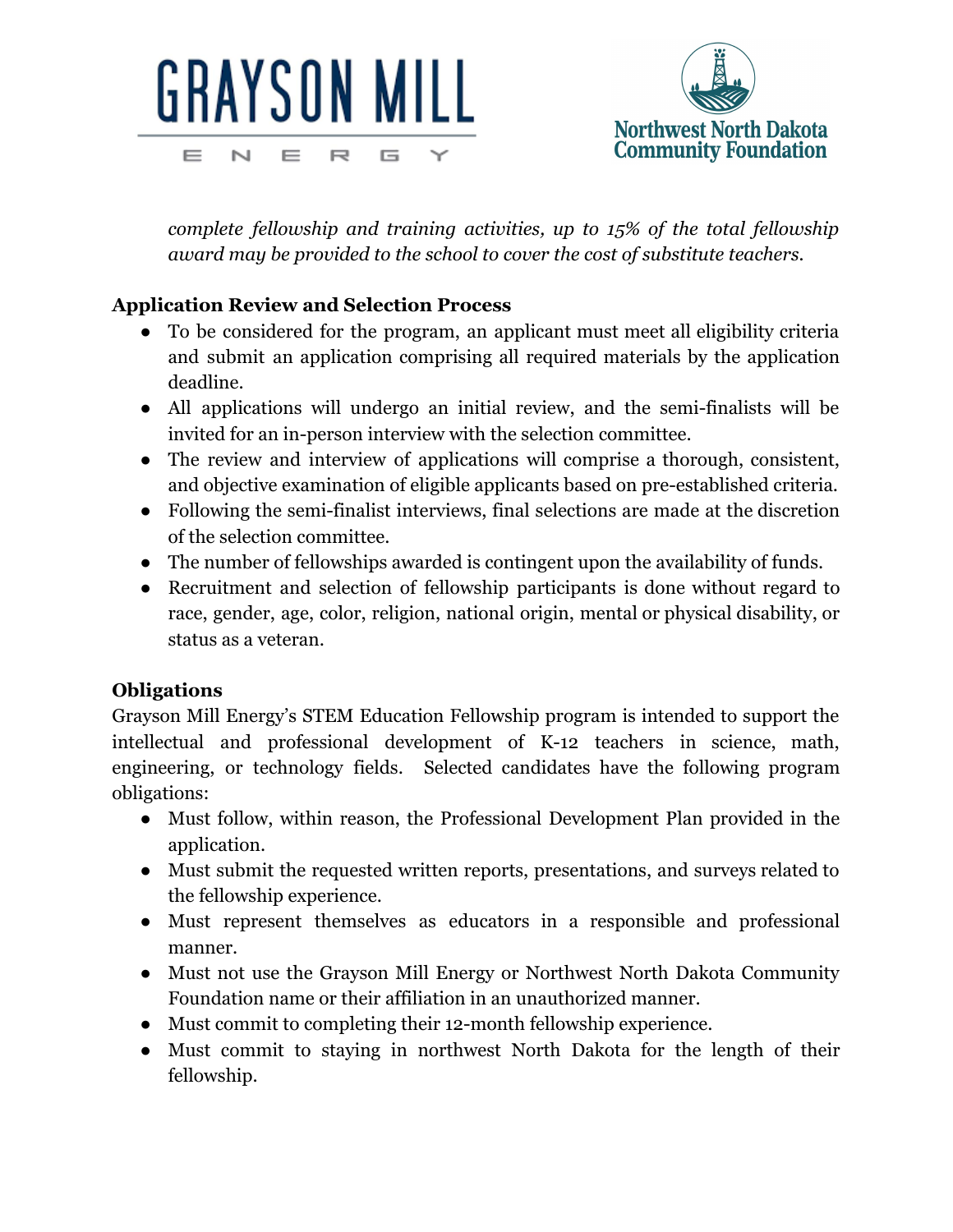*complete fellowship and training activities, up to 15% of the total fellowship award may be provided to the school to cover the cost of substitute teachers.*

**Application Review and Selection Process**

- To be considered for the program, an applicant must meet all eligibility criteria and submit an application comprising all required materials by the application deadline.
- All applications will undergo an initial review, and the semi-finalists will be invited for an in-person interview with the selection committee.
- The review and interview of applications will comprise a thorough, consistent, and objective examination of eligible applicants based on pre-established criteria.
- Following the semi-finalist interviews, final selections are made at the discretion of the selection committee.
- The number of fellowships awarded is contingent upon the availability of funds.
- Recruitment and selection of fellowship participants is done without regard to race, gender, age, color, religion, national origin, mental or physical disability, or status as a veteran.

**Obligations**

Grayson Mill Energy's STEM Education Fellowship program is intended to support the intellectual and professional development of K-12 teachers in science, math, engineering, or technology fields. Selected candidates have the following program obligations:

- Must follow, within reason, the Professional Development Plan provided in the application.
- Must submit the requested written reports, presentations, and surveys related to the fellowship experience.
- Must represent themselves as educators in a responsible and professional manner.
- Must not use the Grayson Mill Energy or Northwest North Dakota Community Foundation name or their affiliation in an unauthorized manner.
- Must commit to completing their 12-month fellowship experience.
- Must commit to staying in northwest North Dakota for the length of their fellowship.